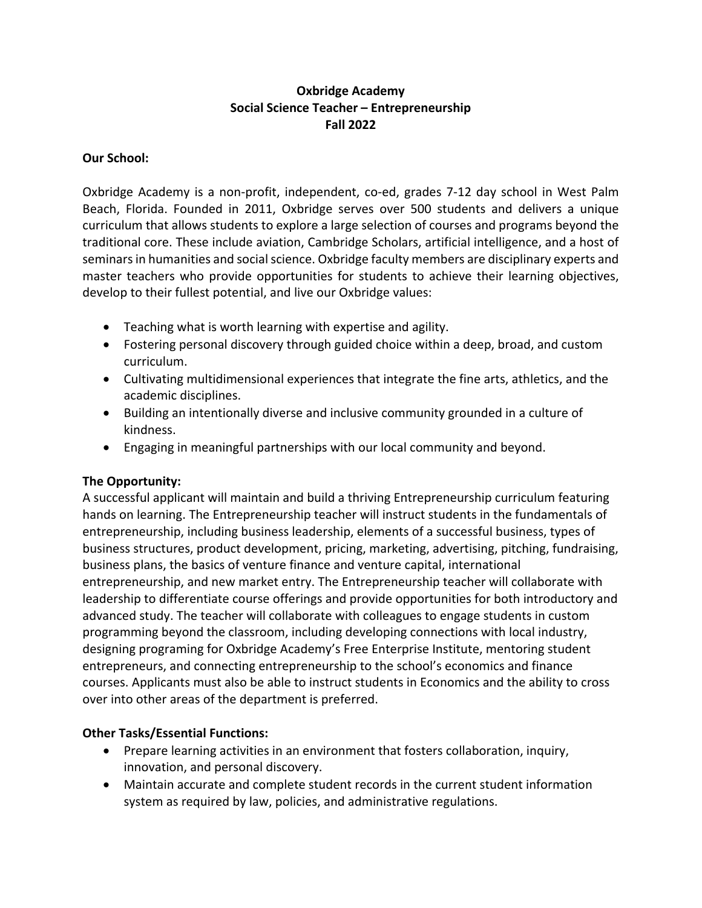**Oxbridge Academy**
**Social Science Teacher – Entrepreneurship**
**Fall 2022**

**Our School:**

Oxbridge Academy is a non-profit, independent, co-ed, grades 7-12 day school in West Palm Beach, Florida. Founded in 2011, Oxbridge serves over 500 students and delivers a unique curriculum that allows students to explore a large selection of courses and programs beyond the traditional core. These include aviation, Cambridge Scholars, artificial intelligence, and a host of seminars in humanities and social science. Oxbridge faculty members are disciplinary experts and master teachers who provide opportunities for students to achieve their learning objectives, develop to their fullest potential, and live our Oxbridge values:

- Teaching what is worth learning with expertise and agility.
- Fostering personal discovery through guided choice within a deep, broad, and custom curriculum.
- Cultivating multidimensional experiences that integrate the fine arts, athletics, and the academic disciplines.
- Building an intentionally diverse and inclusive community grounded in a culture of kindness.
- Engaging in meaningful partnerships with our local community and beyond.

**The Opportunity:**

A successful applicant will maintain and build a thriving Entrepreneurship curriculum featuring hands on learning. The Entrepreneurship teacher will instruct students in the fundamentals of entrepreneurship, including business leadership, elements of a successful business, types of business structures, product development, pricing, marketing, advertising, pitching, fundraising, business plans, the basics of venture finance and venture capital, international entrepreneurship, and new market entry. The Entrepreneurship teacher will collaborate with leadership to differentiate course offerings and provide opportunities for both introductory and advanced study. The teacher will collaborate with colleagues to engage students in custom programming beyond the classroom, including developing connections with local industry, designing programing for Oxbridge Academy's Free Enterprise Institute, mentoring student entrepreneurs, and connecting entrepreneurship to the school's economics and finance courses. Applicants must also be able to instruct students in Economics and the ability to cross over into other areas of the department is preferred.

**Other Tasks/Essential Functions:**

- Prepare learning activities in an environment that fosters collaboration, inquiry, innovation, and personal discovery.
- Maintain accurate and complete student records in the current student information system as required by law, policies, and administrative regulations.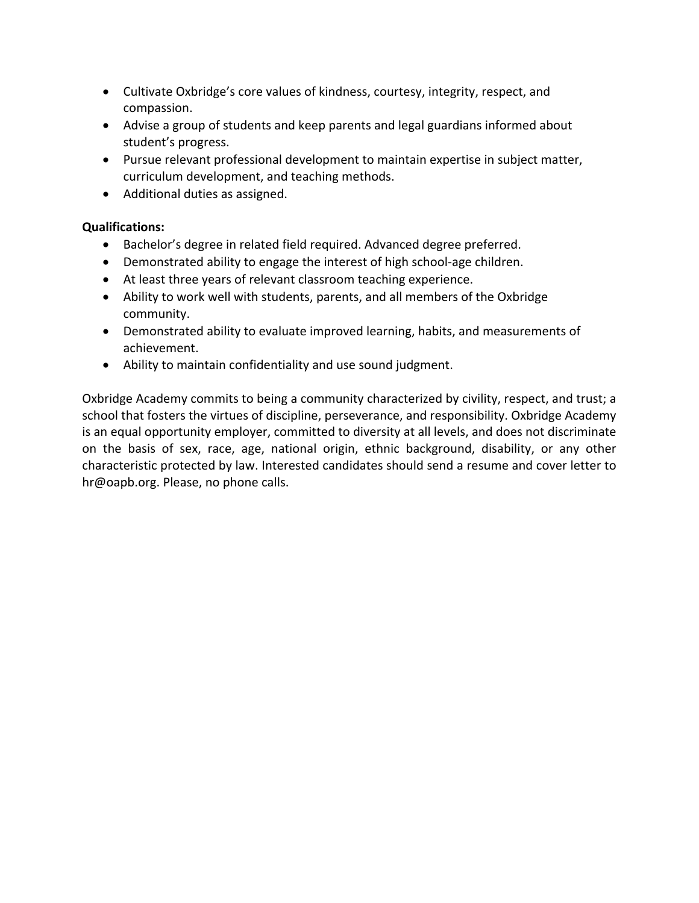- Cultivate Oxbridge's core values of kindness, courtesy, integrity, respect, and compassion.
- Advise a group of students and keep parents and legal guardians informed about student's progress.
- Pursue relevant professional development to maintain expertise in subject matter, curriculum development, and teaching methods.
- Additional duties as assigned.

**Qualifications:**

- Bachelor's degree in related field required. Advanced degree preferred.
- Demonstrated ability to engage the interest of high school-age children.
- At least three years of relevant classroom teaching experience.
- Ability to work well with students, parents, and all members of the Oxbridge community.
- Demonstrated ability to evaluate improved learning, habits, and measurements of achievement.
- Ability to maintain confidentiality and use sound judgment.

Oxbridge Academy commits to being a community characterized by civility, respect, and trust; a school that fosters the virtues of discipline, perseverance, and responsibility. Oxbridge Academy is an equal opportunity employer, committed to diversity at all levels, and does not discriminate on the basis of sex, race, age, national origin, ethnic background, disability, or any other characteristic protected by law. Interested candidates should send a resume and cover letter to hr@oapb.org. Please, no phone calls.